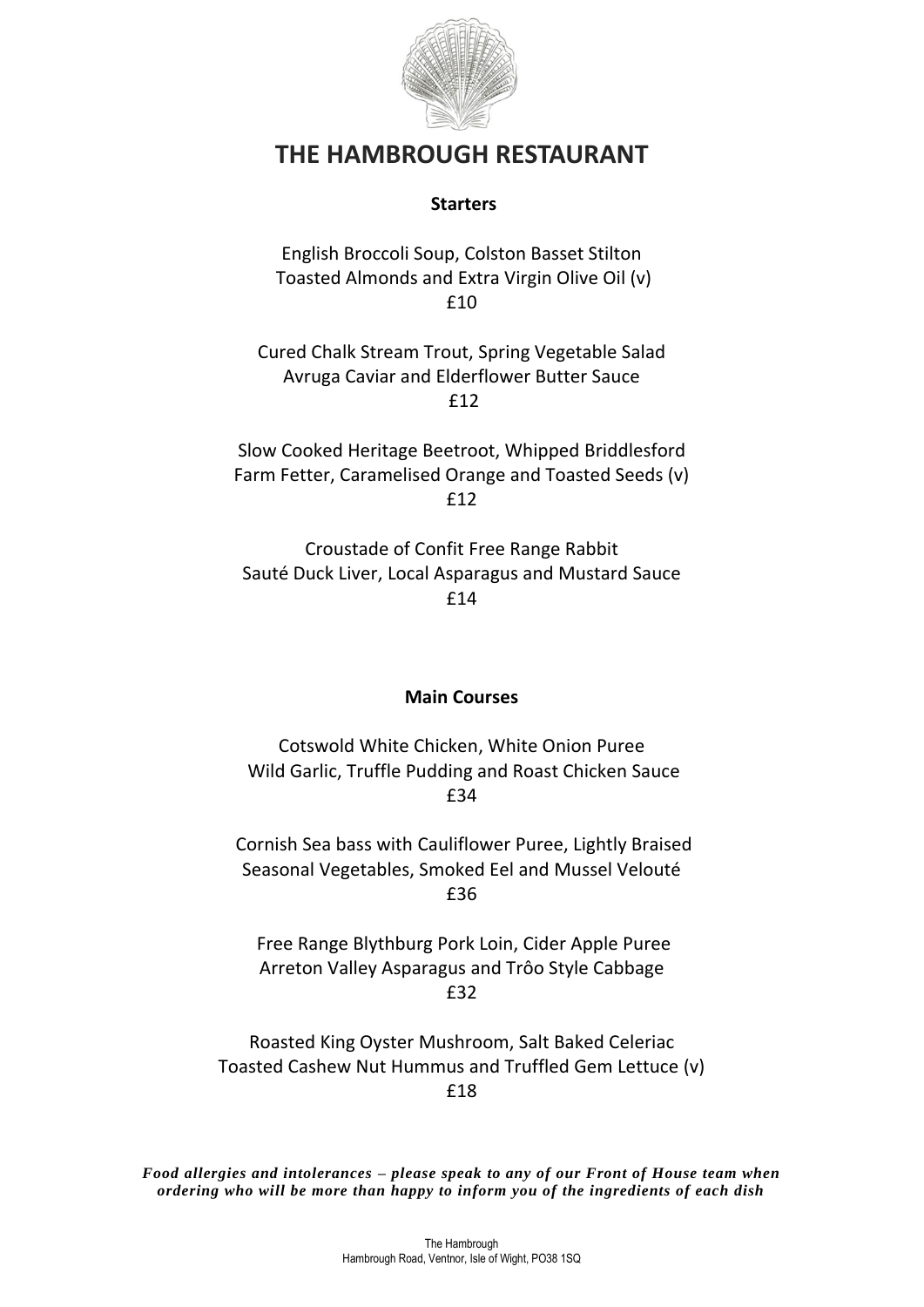# THE HAMBROUGH RESTAURANT

## Starters

English Broccoli Soup, Colston Basset Stilton
Toasted Almonds and Extra Virgin Olive Oil (v)
£10

Cured Chalk Stream Trout, Spring Vegetable Salad
Avruga Caviar and Elderflower Butter Sauce
£12

Slow Cooked Heritage Beetroot, Whipped Briddlesford
Farm Fetter, Caramelised Orange and Toasted Seeds (v)
£12

Croustade of Confit Free Range Rabbit
Sauté Duck Liver, Local Asparagus and Mustard Sauce
£14

## Main Courses

Cotswold White Chicken, White Onion Puree
Wild Garlic, Truffle Pudding and Roast Chicken Sauce
£34

Cornish Sea bass with Cauliflower Puree, Lightly Braised
Seasonal Vegetables, Smoked Eel and Mussel Velouté
£36

Free Range Blythburg Pork Loin, Cider Apple Puree
Arreton Valley Asparagus and Trôo Style Cabbage
£32

Roasted King Oyster Mushroom, Salt Baked Celeriac
Toasted Cashew Nut Hummus and Truffled Gem Lettuce (v)
£18

***Food allergies and intolerances – please speak to any of our Front of House team when ordering who will be more than happy to inform you of the ingredients of each dish***

The Hambrough
Hambrough Road, Ventnor, Isle of Wight, PO38 1SQ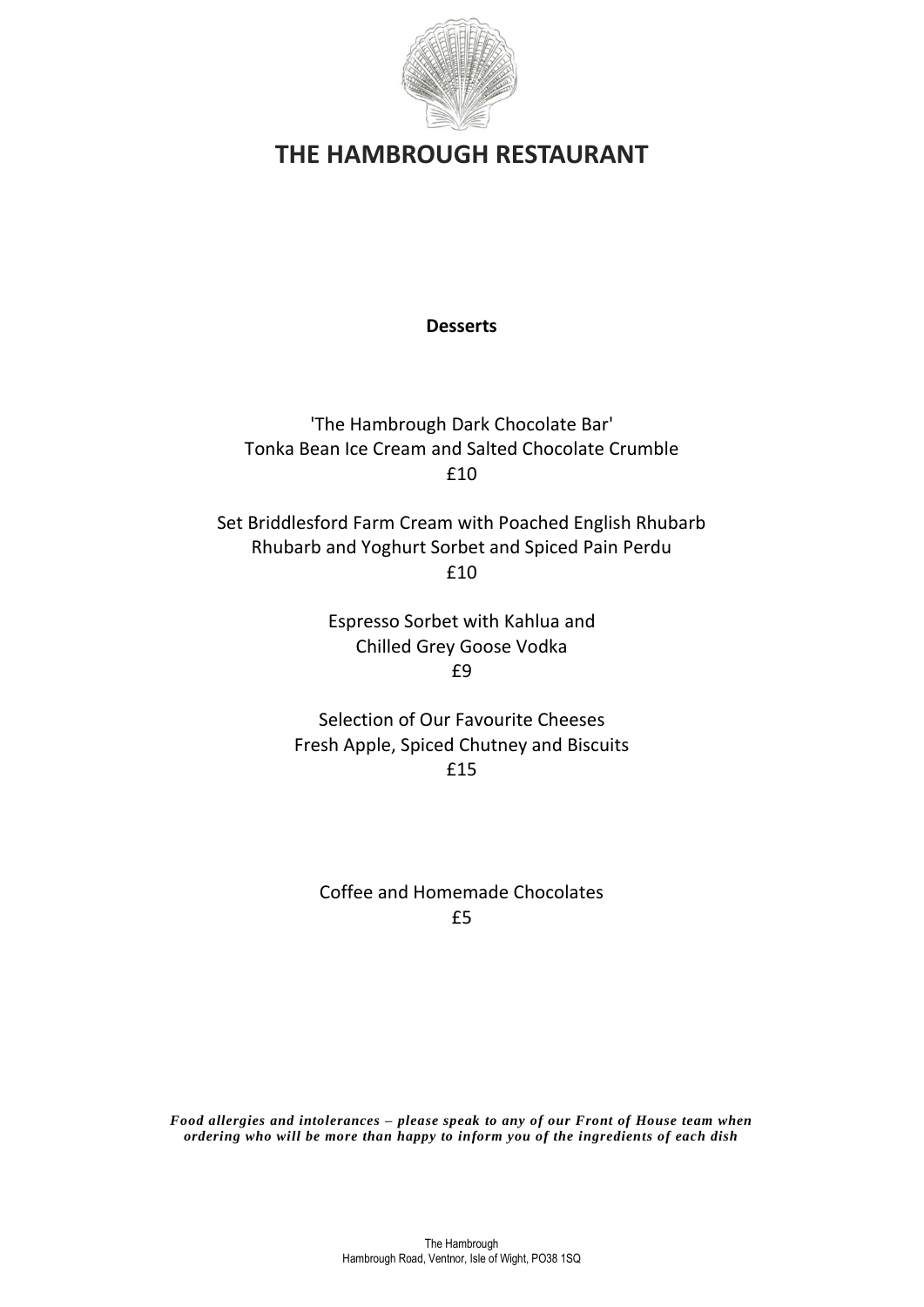# THE HAMBROUGH RESTAURANT

**Desserts**

'The Hambrough Dark Chocolate Bar'
Tonka Bean Ice Cream and Salted Chocolate Crumble
£10

Set Briddlesford Farm Cream with Poached English Rhubarb
Rhubarb and Yoghurt Sorbet and Spiced Pain Perdu
£10

Espresso Sorbet with Kahlua and
Chilled Grey Goose Vodka
£9

Selection of Our Favourite Cheeses
Fresh Apple, Spiced Chutney and Biscuits
£15

Coffee and Homemade Chocolates
£5

***Food allergies and intolerances – please speak to any of our Front of House team when ordering who will be more than happy to inform you of the ingredients of each dish***

The Hambrough
Hambrough Road, Ventnor, Isle of Wight, PO38 1SQ